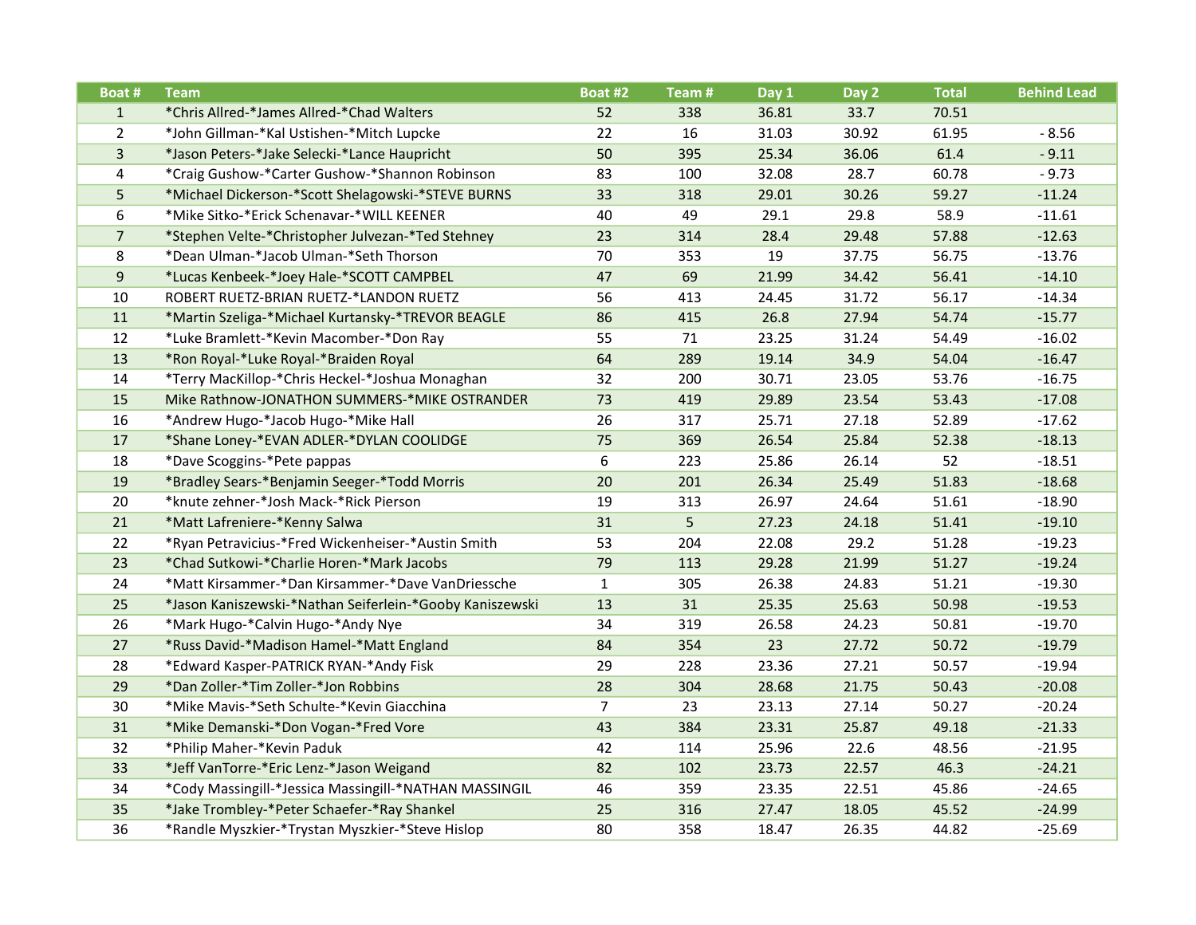| Boat # | Team | Boat #2 | Team # | Day 1 | Day 2 | Total | Behind Lead |
|---|---|---|---|---|---|---|---|
| 1 | *Chris Allred-*James Allred-*Chad Walters | 52 | 338 | 36.81 | 33.7 | 70.51 | |
| 2 | *John Gillman-*Kal Ustishen-*Mitch Lupcke | 22 | 16 | 31.03 | 30.92 | 61.95 | - 8.56 |
| 3 | *Jason Peters-*Jake Selecki-*Lance Haupricht | 50 | 395 | 25.34 | 36.06 | 61.4 | - 9.11 |
| 4 | *Craig Gushow-*Carter Gushow-*Shannon Robinson | 83 | 100 | 32.08 | 28.7 | 60.78 | - 9.73 |
| 5 | *Michael Dickerson-*Scott Shelagowski-*STEVE BURNS | 33 | 318 | 29.01 | 30.26 | 59.27 | -11.24 |
| 6 | *Mike Sitko-*Erick Schenavar-*WILL KEENER | 40 | 49 | 29.1 | 29.8 | 58.9 | -11.61 |
| 7 | *Stephen Velte-*Christopher Julvezan-*Ted Stehney | 23 | 314 | 28.4 | 29.48 | 57.88 | -12.63 |
| 8 | *Dean Ulman-*Jacob Ulman-*Seth Thorson | 70 | 353 | 19 | 37.75 | 56.75 | -13.76 |
| 9 | *Lucas Kenbeek-*Joey Hale-*SCOTT CAMPBEL | 47 | 69 | 21.99 | 34.42 | 56.41 | -14.10 |
| 10 | ROBERT RUETZ-BRIAN RUETZ-*LANDON RUETZ | 56 | 413 | 24.45 | 31.72 | 56.17 | -14.34 |
| 11 | *Martin Szeliga-*Michael Kurtansky-*TREVOR BEAGLE | 86 | 415 | 26.8 | 27.94 | 54.74 | -15.77 |
| 12 | *Luke Bramlett-*Kevin Macomber-*Don Ray | 55 | 71 | 23.25 | 31.24 | 54.49 | -16.02 |
| 13 | *Ron Royal-*Luke Royal-*Braiden Royal | 64 | 289 | 19.14 | 34.9 | 54.04 | -16.47 |
| 14 | *Terry MacKillop-*Chris Heckel-*Joshua Monaghan | 32 | 200 | 30.71 | 23.05 | 53.76 | -16.75 |
| 15 | Mike Rathnow-JONATHON SUMMERS-*MIKE OSTRANDER | 73 | 419 | 29.89 | 23.54 | 53.43 | -17.08 |
| 16 | *Andrew Hugo-*Jacob Hugo-*Mike Hall | 26 | 317 | 25.71 | 27.18 | 52.89 | -17.62 |
| 17 | *Shane Loney-*EVAN ADLER-*DYLAN COOLIDGE | 75 | 369 | 26.54 | 25.84 | 52.38 | -18.13 |
| 18 | *Dave Scoggins-*Pete pappas | 6 | 223 | 25.86 | 26.14 | 52 | -18.51 |
| 19 | *Bradley Sears-*Benjamin Seeger-*Todd Morris | 20 | 201 | 26.34 | 25.49 | 51.83 | -18.68 |
| 20 | *knute zehner-*Josh Mack-*Rick Pierson | 19 | 313 | 26.97 | 24.64 | 51.61 | -18.90 |
| 21 | *Matt Lafreniere-*Kenny Salwa | 31 | 5 | 27.23 | 24.18 | 51.41 | -19.10 |
| 22 | *Ryan Petravicius-*Fred Wickenheiser-*Austin Smith | 53 | 204 | 22.08 | 29.2 | 51.28 | -19.23 |
| 23 | *Chad Sutkowi-*Charlie Horen-*Mark Jacobs | 79 | 113 | 29.28 | 21.99 | 51.27 | -19.24 |
| 24 | *Matt Kirsammer-*Dan Kirsammer-*Dave VanDriessche | 1 | 305 | 26.38 | 24.83 | 51.21 | -19.30 |
| 25 | *Jason Kaniszewski-*Nathan Seiferlein-*Gooby Kaniszewski | 13 | 31 | 25.35 | 25.63 | 50.98 | -19.53 |
| 26 | *Mark Hugo-*Calvin Hugo-*Andy Nye | 34 | 319 | 26.58 | 24.23 | 50.81 | -19.70 |
| 27 | *Russ David-*Madison Hamel-*Matt England | 84 | 354 | 23 | 27.72 | 50.72 | -19.79 |
| 28 | *Edward Kasper-PATRICK RYAN-*Andy Fisk | 29 | 228 | 23.36 | 27.21 | 50.57 | -19.94 |
| 29 | *Dan Zoller-*Tim Zoller-*Jon Robbins | 28 | 304 | 28.68 | 21.75 | 50.43 | -20.08 |
| 30 | *Mike Mavis-*Seth Schulte-*Kevin Giacchina | 7 | 23 | 23.13 | 27.14 | 50.27 | -20.24 |
| 31 | *Mike Demanski-*Don Vogan-*Fred Vore | 43 | 384 | 23.31 | 25.87 | 49.18 | -21.33 |
| 32 | *Philip Maher-*Kevin Paduk | 42 | 114 | 25.96 | 22.6 | 48.56 | -21.95 |
| 33 | *Jeff VanTorre-*Eric Lenz-*Jason Weigand | 82 | 102 | 23.73 | 22.57 | 46.3 | -24.21 |
| 34 | *Cody Massingill-*Jessica Massingill-*NATHAN MASSINGIL | 46 | 359 | 23.35 | 22.51 | 45.86 | -24.65 |
| 35 | *Jake Trombley-*Peter Schaefer-*Ray Shankel | 25 | 316 | 27.47 | 18.05 | 45.52 | -24.99 |
| 36 | *Randle Myszkier-*Trystan Myszkier-*Steve Hislop | 80 | 358 | 18.47 | 26.35 | 44.82 | -25.69 |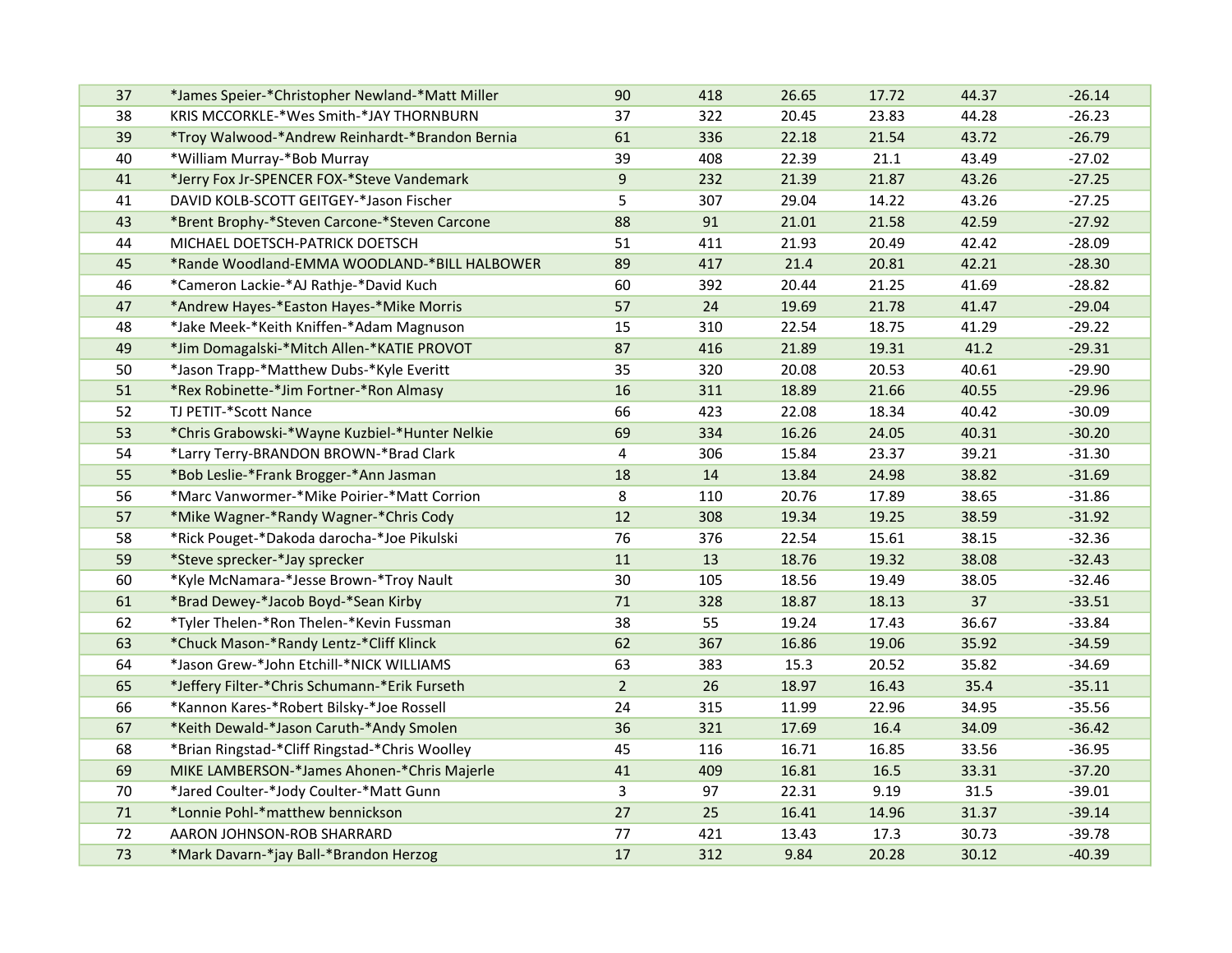| | | | | | | | |
|---|---|---|---|---|---|---|---|
| 37 | *James Speier-*Christopher Newland-*Matt Miller | 90 | 418 | 26.65 | 17.72 | 44.37 | -26.14 |
| 38 | KRIS MCCORKLE-*Wes Smith-*JAY THORNBURN | 37 | 322 | 20.45 | 23.83 | 44.28 | -26.23 |
| 39 | *Troy Walwood-*Andrew Reinhardt-*Brandon Bernia | 61 | 336 | 22.18 | 21.54 | 43.72 | -26.79 |
| 40 | *William Murray-*Bob Murray | 39 | 408 | 22.39 | 21.1 | 43.49 | -27.02 |
| 41 | *Jerry Fox Jr-SPENCER FOX-*Steve Vandemark | 9 | 232 | 21.39 | 21.87 | 43.26 | -27.25 |
| 41 | DAVID KOLB-SCOTT GEITGEY-*Jason Fischer | 5 | 307 | 29.04 | 14.22 | 43.26 | -27.25 |
| 43 | *Brent Brophy-*Steven Carcone-*Steven Carcone | 88 | 91 | 21.01 | 21.58 | 42.59 | -27.92 |
| 44 | MICHAEL DOETSCH-PATRICK DOETSCH | 51 | 411 | 21.93 | 20.49 | 42.42 | -28.09 |
| 45 | *Rande Woodland-EMMA WOODLAND-*BILL HALBOWER | 89 | 417 | 21.4 | 20.81 | 42.21 | -28.30 |
| 46 | *Cameron Lackie-*AJ Rathje-*David Kuch | 60 | 392 | 20.44 | 21.25 | 41.69 | -28.82 |
| 47 | *Andrew Hayes-*Easton Hayes-*Mike Morris | 57 | 24 | 19.69 | 21.78 | 41.47 | -29.04 |
| 48 | *Jake Meek-*Keith Kniffen-*Adam Magnuson | 15 | 310 | 22.54 | 18.75 | 41.29 | -29.22 |
| 49 | *Jim Domagalski-*Mitch Allen-*KATIE PROVOT | 87 | 416 | 21.89 | 19.31 | 41.2 | -29.31 |
| 50 | *Jason Trapp-*Matthew Dubs-*Kyle Everitt | 35 | 320 | 20.08 | 20.53 | 40.61 | -29.90 |
| 51 | *Rex Robinette-*Jim Fortner-*Ron Almasy | 16 | 311 | 18.89 | 21.66 | 40.55 | -29.96 |
| 52 | TJ PETIT-*Scott Nance | 66 | 423 | 22.08 | 18.34 | 40.42 | -30.09 |
| 53 | *Chris Grabowski-*Wayne Kuzbiel-*Hunter Nelkie | 69 | 334 | 16.26 | 24.05 | 40.31 | -30.20 |
| 54 | *Larry Terry-BRANDON BROWN-*Brad Clark | 4 | 306 | 15.84 | 23.37 | 39.21 | -31.30 |
| 55 | *Bob Leslie-*Frank Brogger-*Ann Jasman | 18 | 14 | 13.84 | 24.98 | 38.82 | -31.69 |
| 56 | *Marc Vanwormer-*Mike Poirier-*Matt Corrion | 8 | 110 | 20.76 | 17.89 | 38.65 | -31.86 |
| 57 | *Mike Wagner-*Randy Wagner-*Chris Cody | 12 | 308 | 19.34 | 19.25 | 38.59 | -31.92 |
| 58 | *Rick Pouget-*Dakoda darocha-*Joe Pikulski | 76 | 376 | 22.54 | 15.61 | 38.15 | -32.36 |
| 59 | *Steve sprecker-*Jay sprecker | 11 | 13 | 18.76 | 19.32 | 38.08 | -32.43 |
| 60 | *Kyle McNamara-*Jesse Brown-*Troy Nault | 30 | 105 | 18.56 | 19.49 | 38.05 | -32.46 |
| 61 | *Brad Dewey-*Jacob Boyd-*Sean Kirby | 71 | 328 | 18.87 | 18.13 | 37 | -33.51 |
| 62 | *Tyler Thelen-*Ron Thelen-*Kevin Fussman | 38 | 55 | 19.24 | 17.43 | 36.67 | -33.84 |
| 63 | *Chuck Mason-*Randy Lentz-*Cliff Klinck | 62 | 367 | 16.86 | 19.06 | 35.92 | -34.59 |
| 64 | *Jason Grew-*John Etchill-*NICK WILLIAMS | 63 | 383 | 15.3 | 20.52 | 35.82 | -34.69 |
| 65 | *Jeffery Filter-*Chris Schumann-*Erik Furseth | 2 | 26 | 18.97 | 16.43 | 35.4 | -35.11 |
| 66 | *Kannon Kares-*Robert Bilsky-*Joe Rossell | 24 | 315 | 11.99 | 22.96 | 34.95 | -35.56 |
| 67 | *Keith Dewald-*Jason Caruth-*Andy Smolen | 36 | 321 | 17.69 | 16.4 | 34.09 | -36.42 |
| 68 | *Brian Ringstad-*Cliff Ringstad-*Chris Woolley | 45 | 116 | 16.71 | 16.85 | 33.56 | -36.95 |
| 69 | MIKE LAMBERSON-*James Ahonen-*Chris Majerle | 41 | 409 | 16.81 | 16.5 | 33.31 | -37.20 |
| 70 | *Jared Coulter-*Jody Coulter-*Matt Gunn | 3 | 97 | 22.31 | 9.19 | 31.5 | -39.01 |
| 71 | *Lonnie Pohl-*matthew bennickson | 27 | 25 | 16.41 | 14.96 | 31.37 | -39.14 |
| 72 | AARON JOHNSON-ROB SHARRARD | 77 | 421 | 13.43 | 17.3 | 30.73 | -39.78 |
| 73 | *Mark Davarn-*jay Ball-*Brandon Herzog | 17 | 312 | 9.84 | 20.28 | 30.12 | -40.39 |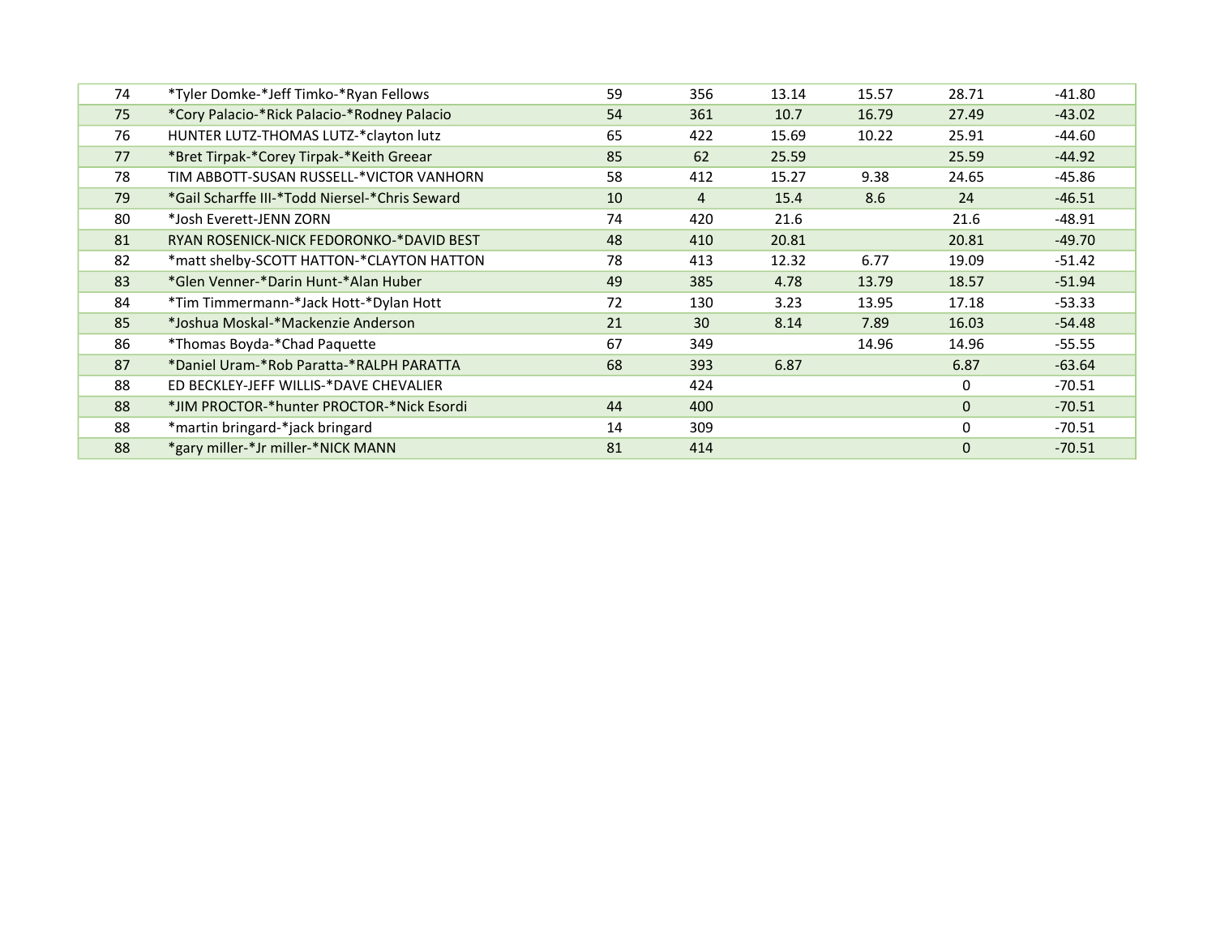| | | | | | | | |
|---|---|---|---|---|---|---|---|
| 74 | *Tyler Domke-*Jeff Timko-*Ryan Fellows | 59 | 356 | 13.14 | 15.57 | 28.71 | -41.80 |
| 75 | *Cory Palacio-*Rick Palacio-*Rodney Palacio | 54 | 361 | 10.7 | 16.79 | 27.49 | -43.02 |
| 76 | HUNTER LUTZ-THOMAS LUTZ-*clayton lutz | 65 | 422 | 15.69 | 10.22 | 25.91 | -44.60 |
| 77 | *Bret Tirpak-*Corey Tirpak-*Keith Greear | 85 | 62 | 25.59 | | 25.59 | -44.92 |
| 78 | TIM ABBOTT-SUSAN RUSSELL-*VICTOR VANHORN | 58 | 412 | 15.27 | 9.38 | 24.65 | -45.86 |
| 79 | *Gail Scharffe III-*Todd Niersel-*Chris Seward | 10 | 4 | 15.4 | 8.6 | 24 | -46.51 |
| 80 | *Josh Everett-JENN ZORN | 74 | 420 | 21.6 | | 21.6 | -48.91 |
| 81 | RYAN ROSENICK-NICK FEDORONKO-*DAVID BEST | 48 | 410 | 20.81 | | 20.81 | -49.70 |
| 82 | *matt shelby-SCOTT HATTON-*CLAYTON HATTON | 78 | 413 | 12.32 | 6.77 | 19.09 | -51.42 |
| 83 | *Glen Venner-*Darin Hunt-*Alan Huber | 49 | 385 | 4.78 | 13.79 | 18.57 | -51.94 |
| 84 | *Tim Timmermann-*Jack Hott-*Dylan Hott | 72 | 130 | 3.23 | 13.95 | 17.18 | -53.33 |
| 85 | *Joshua Moskal-*Mackenzie Anderson | 21 | 30 | 8.14 | 7.89 | 16.03 | -54.48 |
| 86 | *Thomas Boyda-*Chad Paquette | 67 | 349 | | 14.96 | 14.96 | -55.55 |
| 87 | *Daniel Uram-*Rob Paratta-*RALPH PARATTA | 68 | 393 | 6.87 | | 6.87 | -63.64 |
| 88 | ED BECKLEY-JEFF WILLIS-*DAVE CHEVALIER | | 424 | | | 0 | -70.51 |
| 88 | *JIM PROCTOR-*hunter PROCTOR-*Nick Esordi | 44 | 400 | | | 0 | -70.51 |
| 88 | *martin bringard-*jack bringard | 14 | 309 | | | 0 | -70.51 |
| 88 | *gary miller-*Jr miller-*NICK MANN | 81 | 414 | | | 0 | -70.51 |